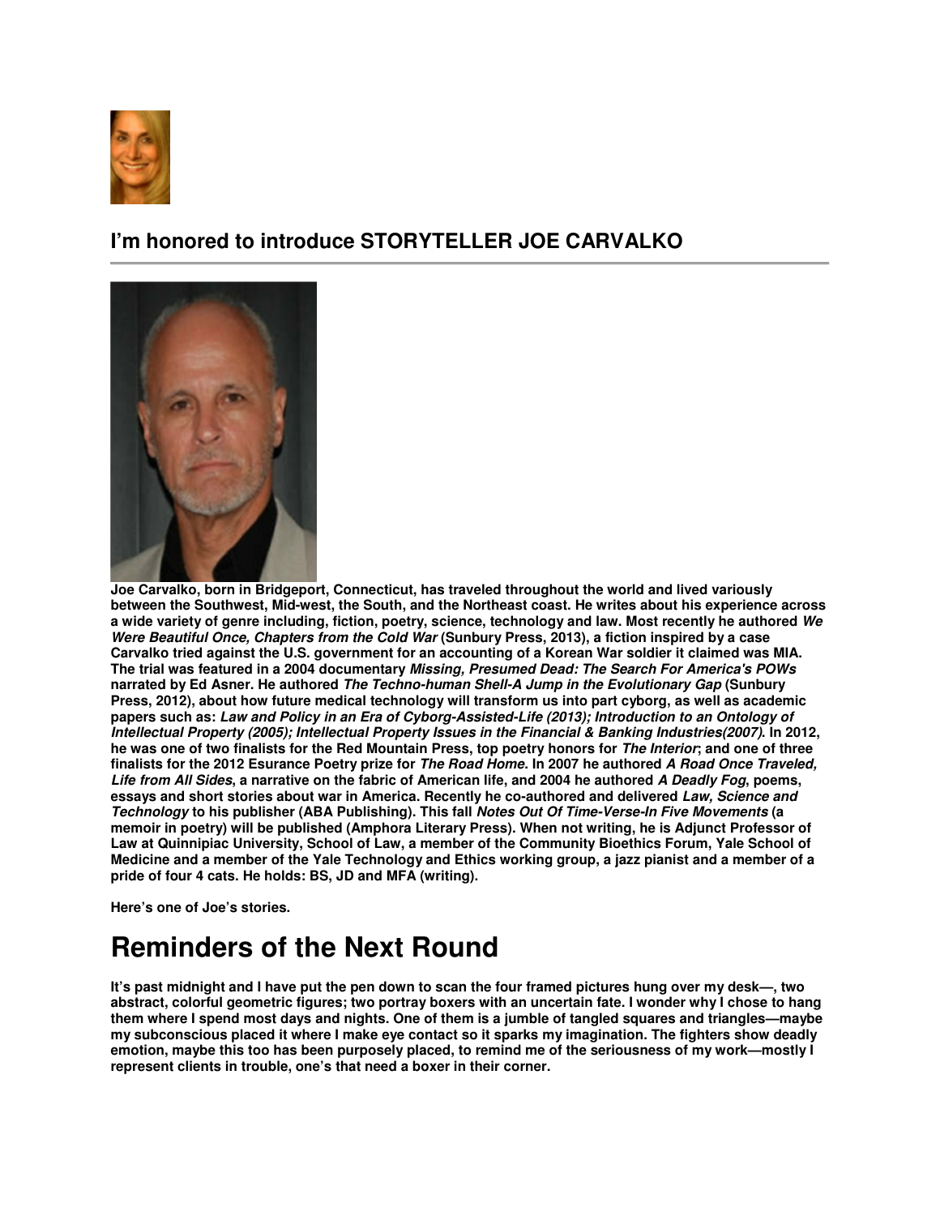## I'm honored to introduce STORYTELLER JOE CARVALKO

**Joe Carvalko, born in Bridgeport, Connecticut, has traveled throughout the world and lived variously between the Southwest, Mid-west, the South, and the Northeast coast. He writes about his experience across a wide variety of genre including, fiction, poetry, science, technology and law. Most recently he authored *We Were Beautiful Once, Chapters from the Cold War* (Sunbury Press, 2013), a fiction inspired by a case Carvalko tried against the U.S. government for an accounting of a Korean War soldier it claimed was MIA. The trial was featured in a 2004 documentary *Missing, Presumed Dead: The Search For America's POWs* narrated by Ed Asner. He authored *The Techno-human Shell-A Jump in the Evolutionary Gap* (Sunbury Press, 2012), about how future medical technology will transform us into part cyborg, as well as academic papers such as: *Law and Policy in an Era of Cyborg-Assisted-Life (2013); Introduction to an Ontology of Intellectual Property (2005); Intellectual Property Issues in the Financial & Banking Industries(2007)*. In 2012, he was one of two finalists for the Red Mountain Press, top poetry honors for *The Interior*; and one of three finalists for the 2012 Esurance Poetry prize for *The Road Home*. In 2007 he authored *A Road Once Traveled, Life from All Sides*, a narrative on the fabric of American life, and 2004 he authored *A Deadly Fog*, poems, essays and short stories about war in America. Recently he co-authored and delivered *Law, Science and Technology* to his publisher (ABA Publishing). This fall *Notes Out Of Time-Verse-In Five Movements* (a memoir in poetry) will be published (Amphora Literary Press). When not writing, he is Adjunct Professor of Law at Quinnipiac University, School of Law, a member of the Community Bioethics Forum, Yale School of Medicine and a member of the Yale Technology and Ethics working group, a jazz pianist and a member of a pride of four 4 cats. He holds: BS, JD and MFA (writing).**

**Here's one of Joe's stories.**

# Reminders of the Next Round

**It's past midnight and I have put the pen down to scan the four framed pictures hung over my desk—, two abstract, colorful geometric figures; two portray boxers with an uncertain fate. I wonder why I chose to hang them where I spend most days and nights. One of them is a jumble of tangled squares and triangles—maybe my subconscious placed it where I make eye contact so it sparks my imagination. The fighters show deadly emotion, maybe this too has been purposely placed, to remind me of the seriousness of my work—mostly I represent clients in trouble, one's that need a boxer in their corner.**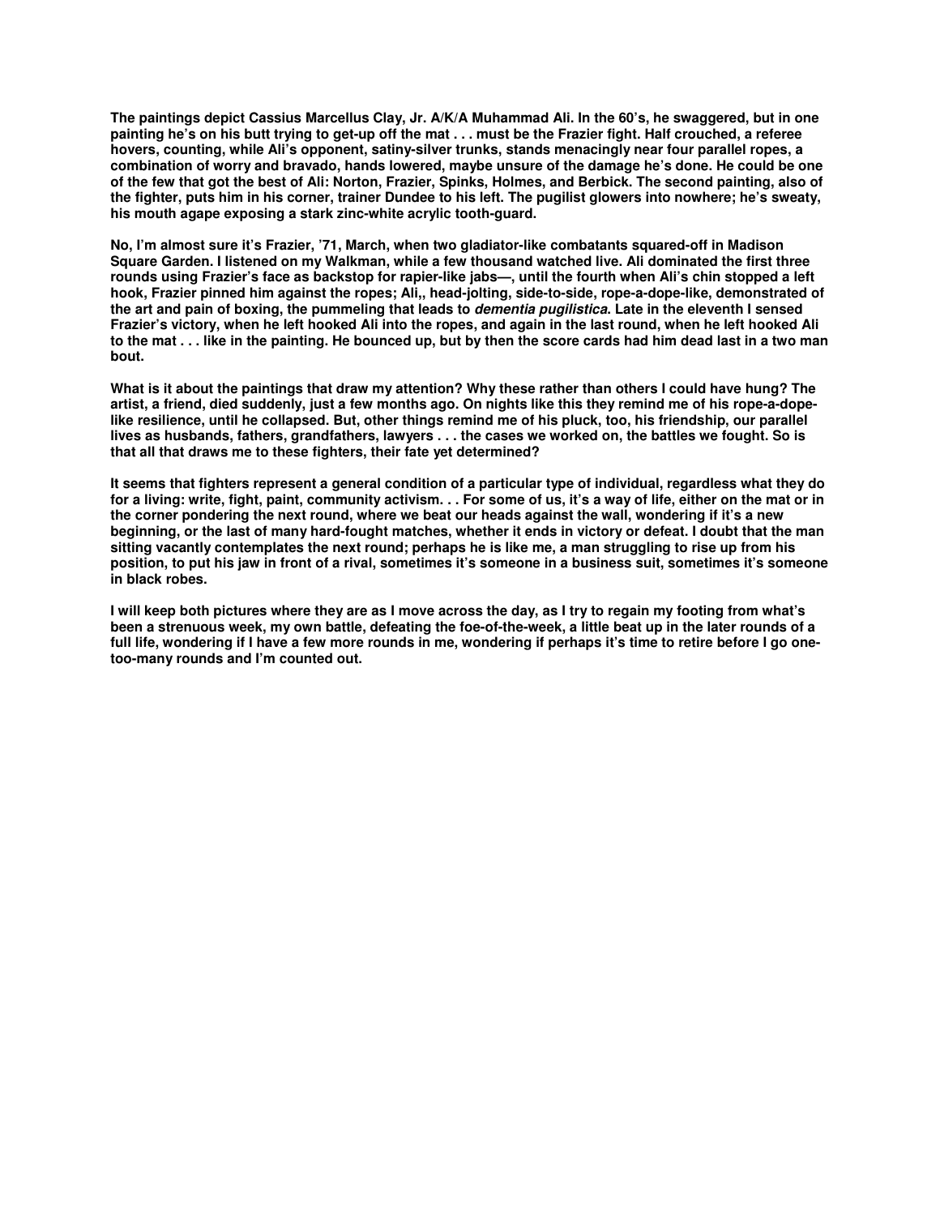**The paintings depict Cassius Marcellus Clay, Jr. A/K/A Muhammad Ali. In the 60's, he swaggered, but in one painting he's on his butt trying to get-up off the mat . . . must be the Frazier fight. Half crouched, a referee hovers, counting, while Ali's opponent, satiny-silver trunks, stands menacingly near four parallel ropes, a combination of worry and bravado, hands lowered, maybe unsure of the damage he's done. He could be one of the few that got the best of Ali: Norton, Frazier, Spinks, Holmes, and Berbick. The second painting, also of the fighter, puts him in his corner, trainer Dundee to his left. The pugilist glowers into nowhere; he's sweaty, his mouth agape exposing a stark zinc-white acrylic tooth-guard.**

**No, I'm almost sure it's Frazier, '71, March, when two gladiator-like combatants squared-off in Madison Square Garden. I listened on my Walkman, while a few thousand watched live. Ali dominated the first three rounds using Frazier's face as backstop for rapier-like jabs—, until the fourth when Ali's chin stopped a left hook, Frazier pinned him against the ropes; Ali,, head-jolting, side-to-side, rope-a-dope-like, demonstrated of the art and pain of boxing, the pummeling that leads to *dementia pugilistica.* Late in the eleventh I sensed Frazier's victory, when he left hooked Ali into the ropes, and again in the last round, when he left hooked Ali to the mat . . . like in the painting. He bounced up, but by then the score cards had him dead last in a two man bout.**

**What is it about the paintings that draw my attention? Why these rather than others I could have hung? The artist, a friend, died suddenly, just a few months ago. On nights like this they remind me of his rope-a-dope-like resilience, until he collapsed. But, other things remind me of his pluck, too, his friendship, our parallel lives as husbands, fathers, grandfathers, lawyers . . . the cases we worked on, the battles we fought. So is that all that draws me to these fighters, their fate yet determined?**

**It seems that fighters represent a general condition of a particular type of individual, regardless what they do for a living: write, fight, paint, community activism. . . For some of us, it's a way of life, either on the mat or in the corner pondering the next round, where we beat our heads against the wall, wondering if it's a new beginning, or the last of many hard-fought matches, whether it ends in victory or defeat. I doubt that the man sitting vacantly contemplates the next round; perhaps he is like me, a man struggling to rise up from his position, to put his jaw in front of a rival, sometimes it's someone in a business suit, sometimes it's someone in black robes.**

**I will keep both pictures where they are as I move across the day, as I try to regain my footing from what's been a strenuous week, my own battle, defeating the foe-of-the-week, a little beat up in the later rounds of a full life, wondering if I have a few more rounds in me, wondering if perhaps it's time to retire before I go one-too-many rounds and I'm counted out.**